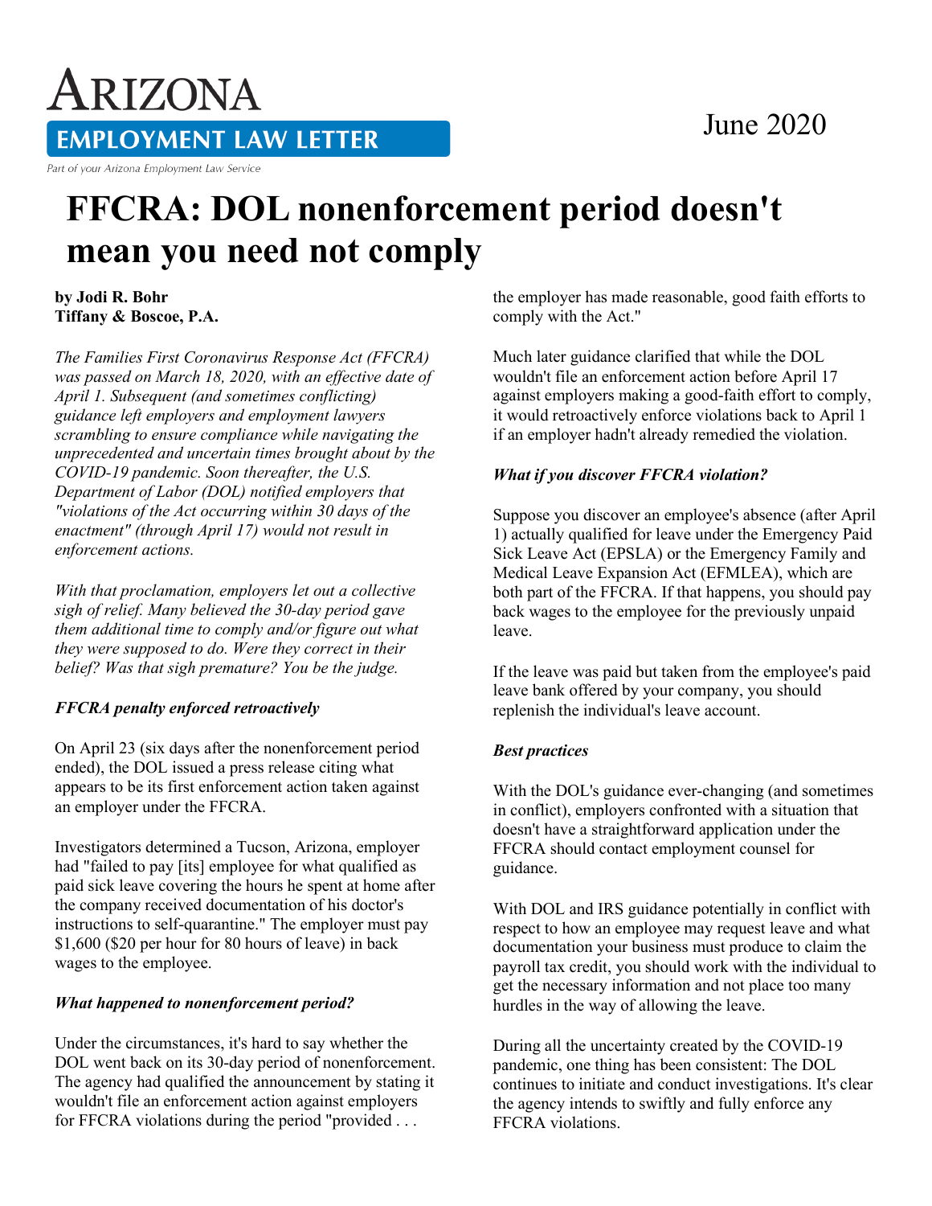# ARIZONA

## EMPLOYMENT LAW LETTER

*Part of your Arizona Employment Law Service*

June 2020

# FFCRA: DOL nonenforcement period doesn't mean you need not comply

**by Jodi R. Bohr**
**Tiffany & Boscoe, P.A.**

*The Families First Coronavirus Response Act (FFCRA) was passed on March 18, 2020, with an effective date of April 1. Subsequent (and sometimes conflicting) guidance left employers and employment lawyers scrambling to ensure compliance while navigating the unprecedented and uncertain times brought about by the COVID-19 pandemic. Soon thereafter, the U.S. Department of Labor (DOL) notified employers that "violations of the Act occurring within 30 days of the enactment" (through April 17) would not result in enforcement actions.*

*With that proclamation, employers let out a collective sigh of relief. Many believed the 30-day period gave them additional time to comply and/or figure out what they were supposed to do. Were they correct in their belief? Was that sigh premature? You be the judge.*

### *FFCRA penalty enforced retroactively*

On April 23 (six days after the nonenforcement period ended), the DOL issued a press release citing what appears to be its first enforcement action taken against an employer under the FFCRA.

Investigators determined a Tucson, Arizona, employer had "failed to pay [its] employee for what qualified as paid sick leave covering the hours he spent at home after the company received documentation of his doctor's instructions to self-quarantine." The employer must pay $1,600 ($20 per hour for 80 hours of leave) in back wages to the employee.

### *What happened to nonenforcement period?*

Under the circumstances, it's hard to say whether the DOL went back on its 30-day period of nonenforcement. The agency had qualified the announcement by stating it wouldn't file an enforcement action against employers for FFCRA violations during the period "provided . . . the employer has made reasonable, good faith efforts to comply with the Act."

Much later guidance clarified that while the DOL wouldn't file an enforcement action before April 17 against employers making a good-faith effort to comply, it would retroactively enforce violations back to April 1 if an employer hadn't already remedied the violation.

### *What if you discover FFCRA violation?*

Suppose you discover an employee's absence (after April 1) actually qualified for leave under the Emergency Paid Sick Leave Act (EPSLA) or the Emergency Family and Medical Leave Expansion Act (EFMLEA), which are both part of the FFCRA. If that happens, you should pay back wages to the employee for the previously unpaid leave.

If the leave was paid but taken from the employee's paid leave bank offered by your company, you should replenish the individual's leave account.

### *Best practices*

With the DOL's guidance ever-changing (and sometimes in conflict), employers confronted with a situation that doesn't have a straightforward application under the FFCRA should contact employment counsel for guidance.

With DOL and IRS guidance potentially in conflict with respect to how an employee may request leave and what documentation your business must produce to claim the payroll tax credit, you should work with the individual to get the necessary information and not place too many hurdles in the way of allowing the leave.

During all the uncertainty created by the COVID-19 pandemic, one thing has been consistent: The DOL continues to initiate and conduct investigations. It's clear the agency intends to swiftly and fully enforce any FFCRA violations.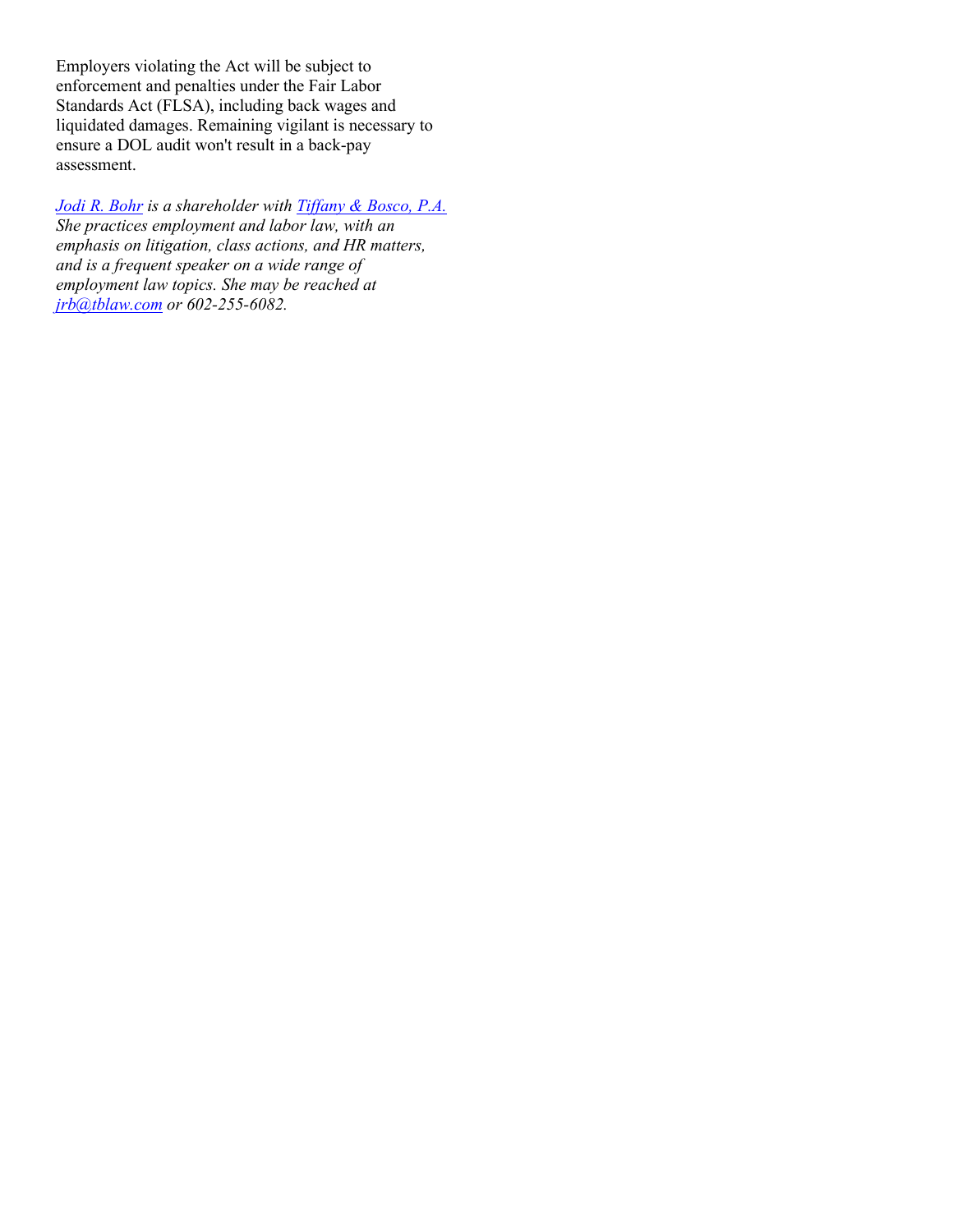Employers violating the Act will be subject to enforcement and penalties under the Fair Labor Standards Act (FLSA), including back wages and liquidated damages. Remaining vigilant is necessary to ensure a DOL audit won't result in a back-pay assessment.

*Jodi R. Bohr is a shareholder with Tiffany & Bosco, P.A. She practices employment and labor law, with an emphasis on litigation, class actions, and HR matters, and is a frequent speaker on a wide range of employment law topics. She may be reached at jrb@tblaw.com or 602-255-6082.*